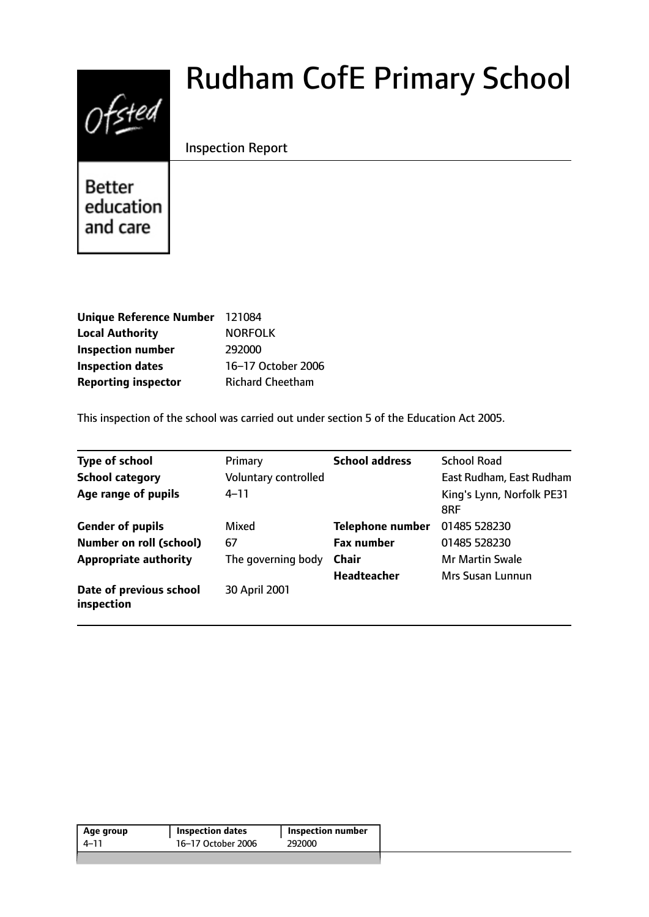# Rudham CofE Primary School

Inspection Report

Better education and care

| | |
|---|---|
| **Unique Reference Number** | 121084 |
| **Local Authority** | NORFOLK |
| **Inspection number** | 292000 |
| **Inspection dates** | 16–17 October 2006 |
| **Reporting inspector** | Richard Cheetham |

This inspection of the school was carried out under section 5 of the Education Act 2005.

| | | | |
|---|---|---|---|
| **Type of school** | Primary | **School address** | School Road |
| **School category** | Voluntary controlled | | East Rudham, East Rudham |
| **Age range of pupils** | 4–11 | | King's Lynn, Norfolk PE31 8RF |
| **Gender of pupils** | Mixed | **Telephone number** | 01485 528230 |
| **Number on roll (school)** | 67 | **Fax number** | 01485 528230 |
| **Appropriate authority** | The governing body | **Chair** | Mr Martin Swale |
| | | **Headteacher** | Mrs Susan Lunnun |
| **Date of previous school inspection** | 30 April 2001 | | |

| Age group | Inspection dates | Inspection number |
|---|---|---|
| 4–11 | 16–17 October 2006 | 292000 |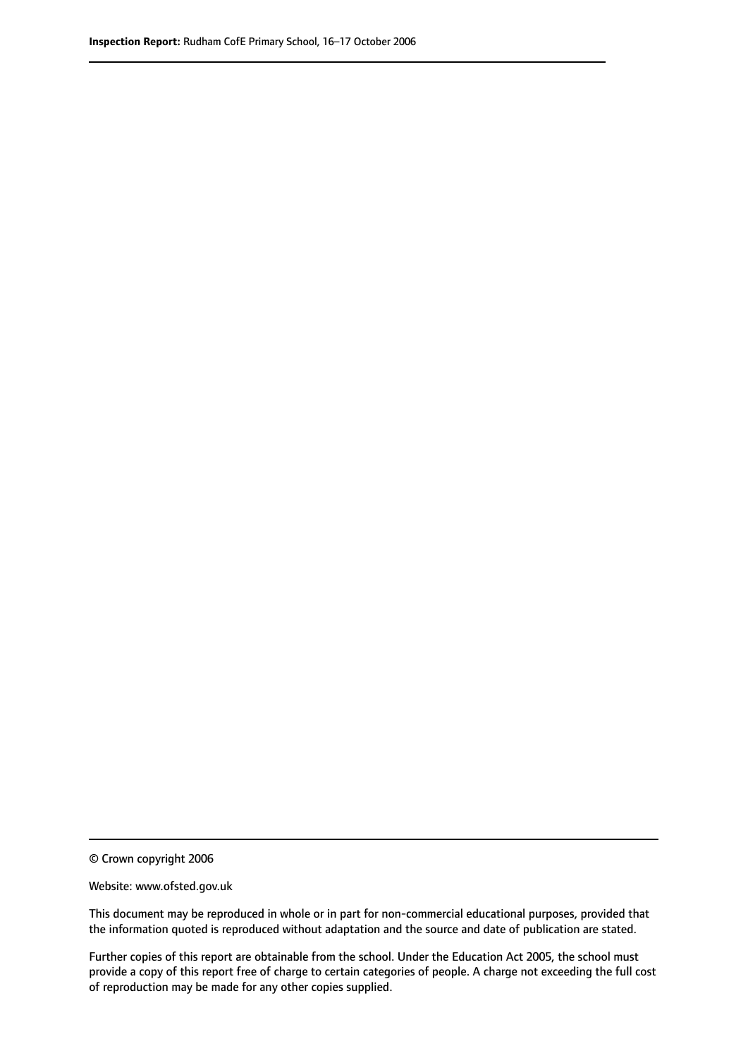© Crown copyright 2006

Website: www.ofsted.gov.uk

This document may be reproduced in whole or in part for non-commercial educational purposes, provided that the information quoted is reproduced without adaptation and the source and date of publication are stated.

Further copies of this report are obtainable from the school. Under the Education Act 2005, the school must provide a copy of this report free of charge to certain categories of people. A charge not exceeding the full cost of reproduction may be made for any other copies supplied.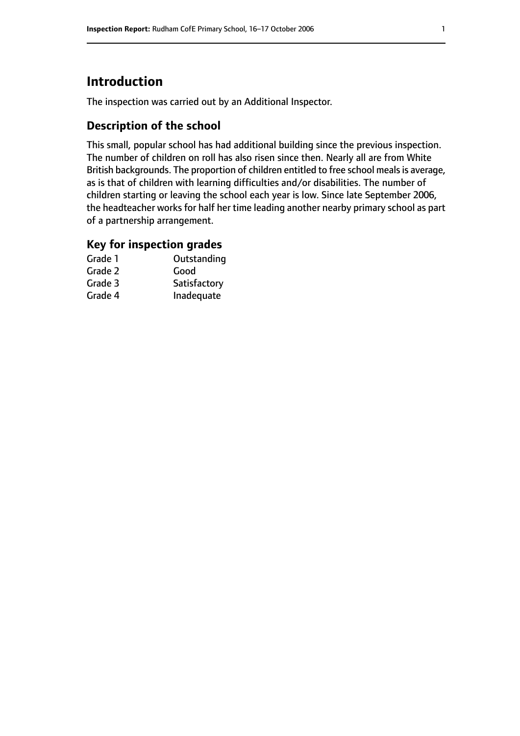# Introduction

The inspection was carried out by an Additional Inspector.

## Description of the school

This small, popular school has had additional building since the previous inspection. The number of children on roll has also risen since then. Nearly all are from White British backgrounds. The proportion of children entitled to free school meals is average, as is that of children with learning difficulties and/or disabilities. The number of children starting or leaving the school each year is low. Since late September 2006, the headteacher works for half her time leading another nearby primary school as part of a partnership arrangement.

## Key for inspection grades

| | |
|---|---|
| Grade 1 | Outstanding |
| Grade 2 | Good |
| Grade 3 | Satisfactory |
| Grade 4 | Inadequate |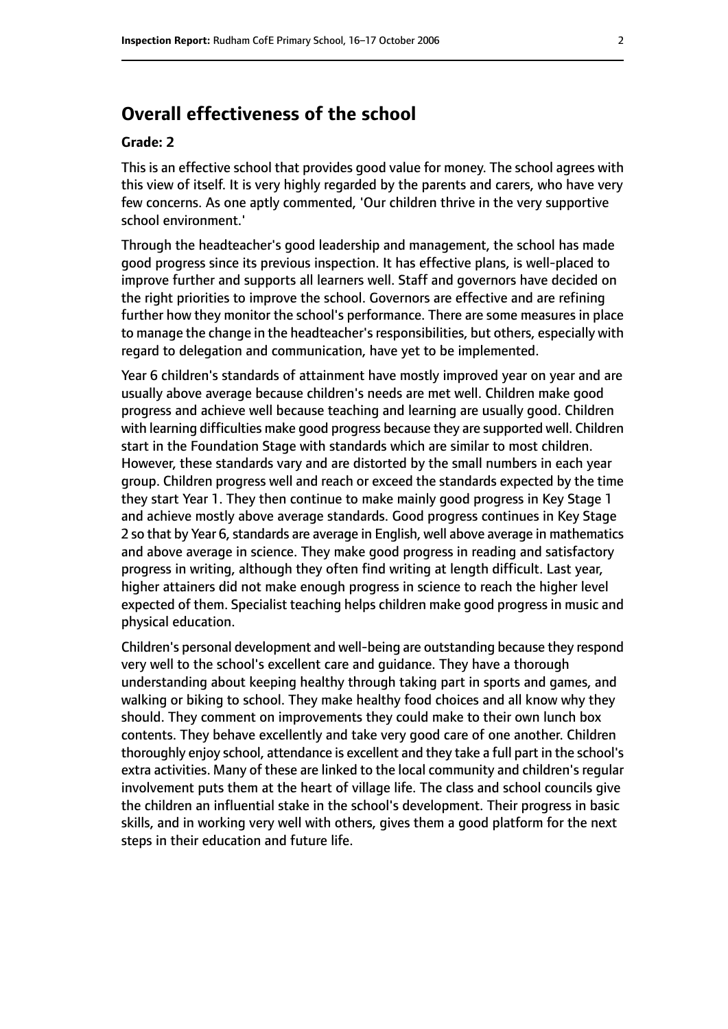## Overall effectiveness of the school

**Grade: 2**

This is an effective school that provides good value for money. The school agrees with this view of itself. It is very highly regarded by the parents and carers, who have very few concerns. As one aptly commented, 'Our children thrive in the very supportive school environment.'

Through the headteacher's good leadership and management, the school has made good progress since its previous inspection. It has effective plans, is well-placed to improve further and supports all learners well. Staff and governors have decided on the right priorities to improve the school. Governors are effective and are refining further how they monitor the school's performance. There are some measures in place to manage the change in the headteacher's responsibilities, but others, especially with regard to delegation and communication, have yet to be implemented.

Year 6 children's standards of attainment have mostly improved year on year and are usually above average because children's needs are met well. Children make good progress and achieve well because teaching and learning are usually good. Children with learning difficulties make good progress because they are supported well. Children start in the Foundation Stage with standards which are similar to most children. However, these standards vary and are distorted by the small numbers in each year group. Children progress well and reach or exceed the standards expected by the time they start Year 1. They then continue to make mainly good progress in Key Stage 1 and achieve mostly above average standards. Good progress continues in Key Stage 2 so that by Year 6, standards are average in English, well above average in mathematics and above average in science. They make good progress in reading and satisfactory progress in writing, although they often find writing at length difficult. Last year, higher attainers did not make enough progress in science to reach the higher level expected of them. Specialist teaching helps children make good progress in music and physical education.

Children's personal development and well-being are outstanding because they respond very well to the school's excellent care and guidance. They have a thorough understanding about keeping healthy through taking part in sports and games, and walking or biking to school. They make healthy food choices and all know why they should. They comment on improvements they could make to their own lunch box contents. They behave excellently and take very good care of one another. Children thoroughly enjoy school, attendance is excellent and they take a full part in the school's extra activities. Many of these are linked to the local community and children's regular involvement puts them at the heart of village life. The class and school councils give the children an influential stake in the school's development. Their progress in basic skills, and in working very well with others, gives them a good platform for the next steps in their education and future life.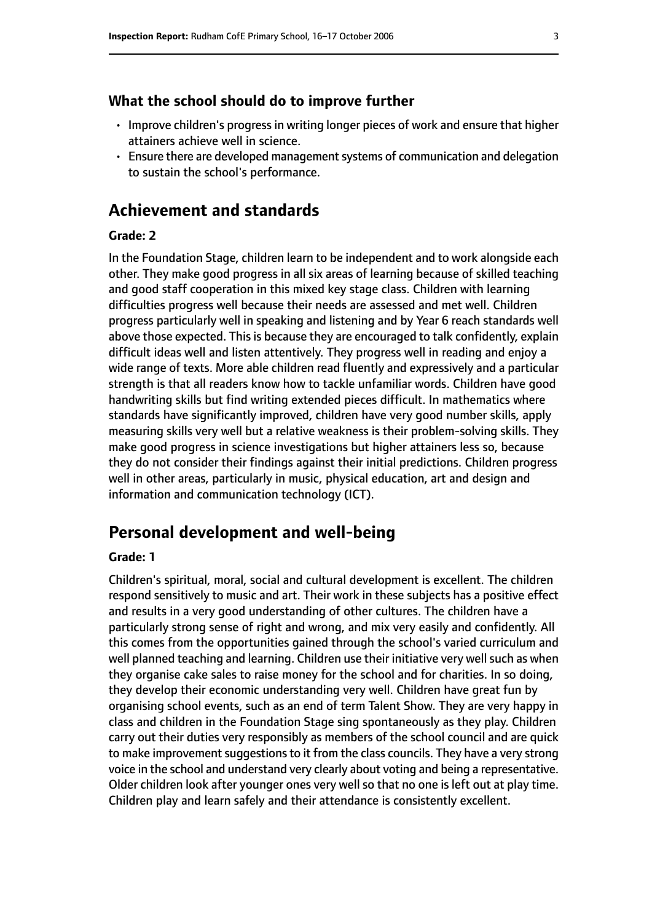### What the school should do to improve further

- Improve children's progress in writing longer pieces of work and ensure that higher attainers achieve well in science.
- Ensure there are developed management systems of communication and delegation to sustain the school's performance.

## Achievement and standards

#### Grade: 2

In the Foundation Stage, children learn to be independent and to work alongside each other. They make good progress in all six areas of learning because of skilled teaching and good staff cooperation in this mixed key stage class. Children with learning difficulties progress well because their needs are assessed and met well. Children progress particularly well in speaking and listening and by Year 6 reach standards well above those expected. This is because they are encouraged to talk confidently, explain difficult ideas well and listen attentively. They progress well in reading and enjoy a wide range of texts. More able children read fluently and expressively and a particular strength is that all readers know how to tackle unfamiliar words. Children have good handwriting skills but find writing extended pieces difficult. In mathematics where standards have significantly improved, children have very good number skills, apply measuring skills very well but a relative weakness is their problem-solving skills. They make good progress in science investigations but higher attainers less so, because they do not consider their findings against their initial predictions. Children progress well in other areas, particularly in music, physical education, art and design and information and communication technology (ICT).

## Personal development and well-being

#### Grade: 1

Children's spiritual, moral, social and cultural development is excellent. The children respond sensitively to music and art. Their work in these subjects has a positive effect and results in a very good understanding of other cultures. The children have a particularly strong sense of right and wrong, and mix very easily and confidently. All this comes from the opportunities gained through the school's varied curriculum and well planned teaching and learning. Children use their initiative very well such as when they organise cake sales to raise money for the school and for charities. In so doing, they develop their economic understanding very well. Children have great fun by organising school events, such as an end of term Talent Show. They are very happy in class and children in the Foundation Stage sing spontaneously as they play. Children carry out their duties very responsibly as members of the school council and are quick to make improvement suggestions to it from the class councils. They have a very strong voice in the school and understand very clearly about voting and being a representative. Older children look after younger ones very well so that no one is left out at play time. Children play and learn safely and their attendance is consistently excellent.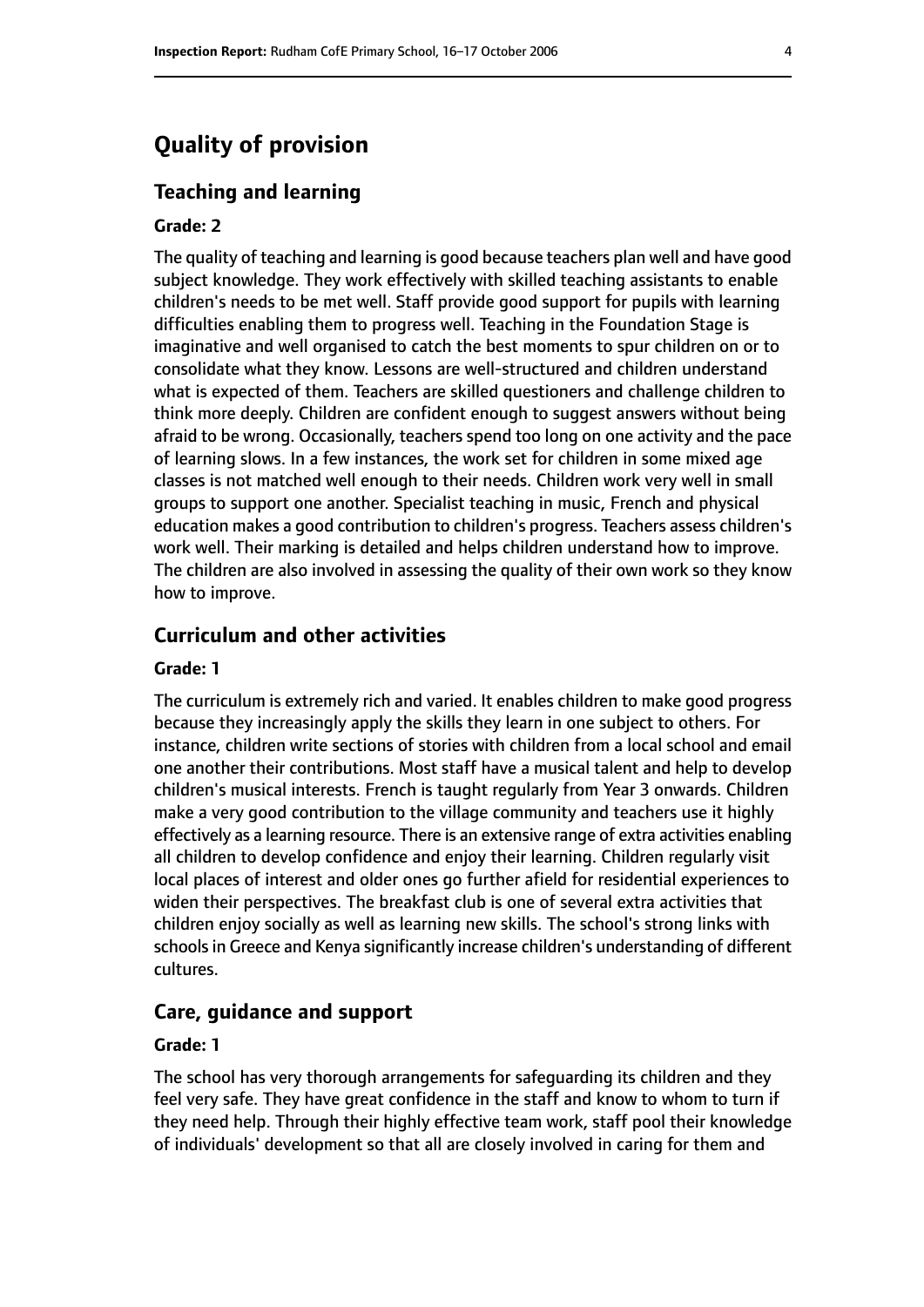# Quality of provision

## Teaching and learning

**Grade: 2**

The quality of teaching and learning is good because teachers plan well and have good subject knowledge. They work effectively with skilled teaching assistants to enable children's needs to be met well. Staff provide good support for pupils with learning difficulties enabling them to progress well. Teaching in the Foundation Stage is imaginative and well organised to catch the best moments to spur children on or to consolidate what they know. Lessons are well-structured and children understand what is expected of them. Teachers are skilled questioners and challenge children to think more deeply. Children are confident enough to suggest answers without being afraid to be wrong. Occasionally, teachers spend too long on one activity and the pace of learning slows. In a few instances, the work set for children in some mixed age classes is not matched well enough to their needs. Children work very well in small groups to support one another. Specialist teaching in music, French and physical education makes a good contribution to children's progress. Teachers assess children's work well. Their marking is detailed and helps children understand how to improve. The children are also involved in assessing the quality of their own work so they know how to improve.

## Curriculum and other activities

**Grade: 1**

The curriculum is extremely rich and varied. It enables children to make good progress because they increasingly apply the skills they learn in one subject to others. For instance, children write sections of stories with children from a local school and email one another their contributions. Most staff have a musical talent and help to develop children's musical interests. French is taught regularly from Year 3 onwards. Children make a very good contribution to the village community and teachers use it highly effectively as a learning resource. There is an extensive range of extra activities enabling all children to develop confidence and enjoy their learning. Children regularly visit local places of interest and older ones go further afield for residential experiences to widen their perspectives. The breakfast club is one of several extra activities that children enjoy socially as well as learning new skills. The school's strong links with schools in Greece and Kenya significantly increase children's understanding of different cultures.

## Care, guidance and support

**Grade: 1**

The school has very thorough arrangements for safeguarding its children and they feel very safe. They have great confidence in the staff and know to whom to turn if they need help. Through their highly effective team work, staff pool their knowledge of individuals' development so that all are closely involved in caring for them and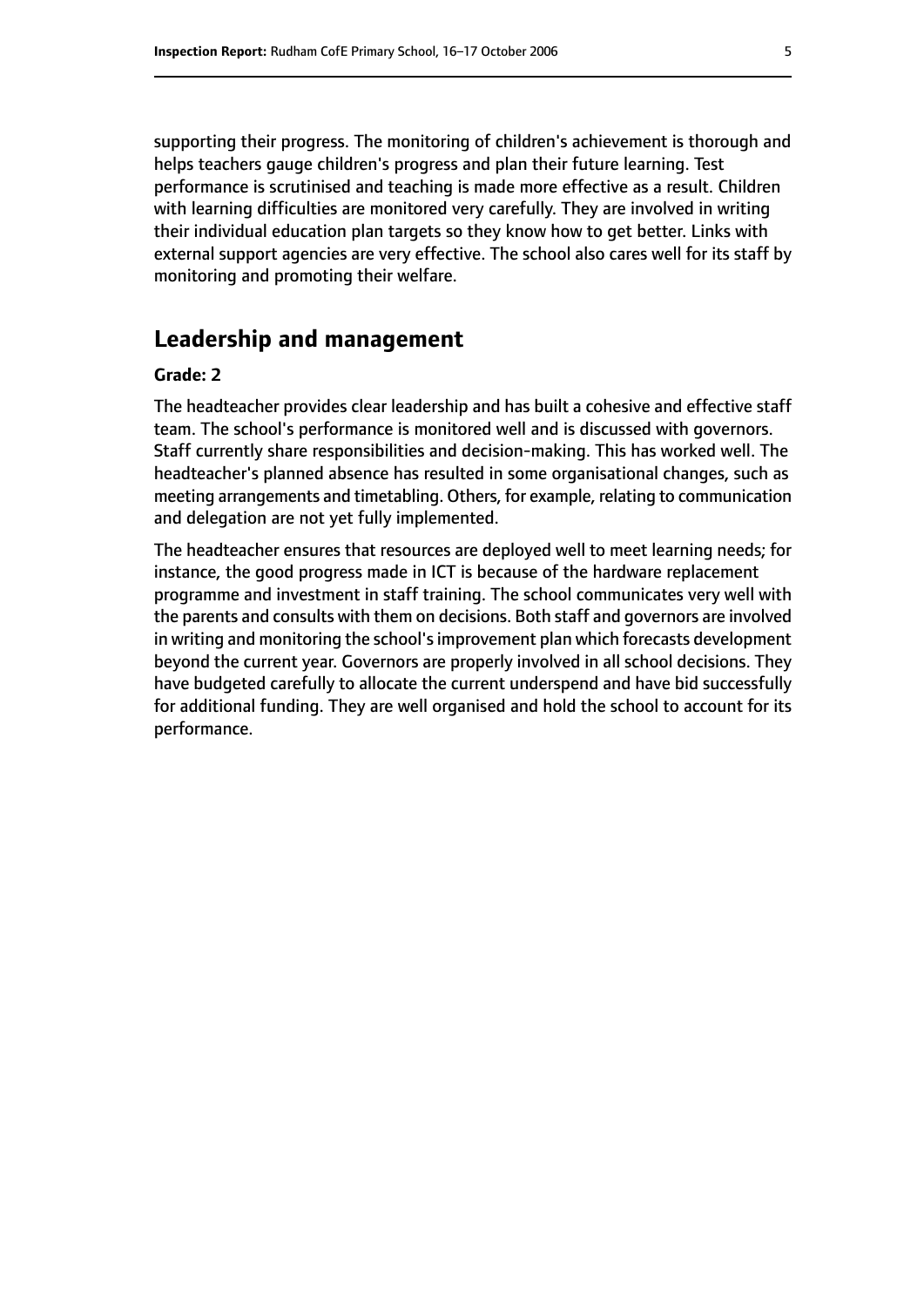supporting their progress. The monitoring of children's achievement is thorough and helps teachers gauge children's progress and plan their future learning. Test performance is scrutinised and teaching is made more effective as a result. Children with learning difficulties are monitored very carefully. They are involved in writing their individual education plan targets so they know how to get better. Links with external support agencies are very effective. The school also cares well for its staff by monitoring and promoting their welfare.

## Leadership and management

#### Grade: 2

The headteacher provides clear leadership and has built a cohesive and effective staff team. The school's performance is monitored well and is discussed with governors. Staff currently share responsibilities and decision-making. This has worked well. The headteacher's planned absence has resulted in some organisational changes, such as meeting arrangements and timetabling. Others, for example, relating to communication and delegation are not yet fully implemented.

The headteacher ensures that resources are deployed well to meet learning needs; for instance, the good progress made in ICT is because of the hardware replacement programme and investment in staff training. The school communicates very well with the parents and consults with them on decisions. Both staff and governors are involved in writing and monitoring the school's improvement plan which forecasts development beyond the current year. Governors are properly involved in all school decisions. They have budgeted carefully to allocate the current underspend and have bid successfully for additional funding. They are well organised and hold the school to account for its performance.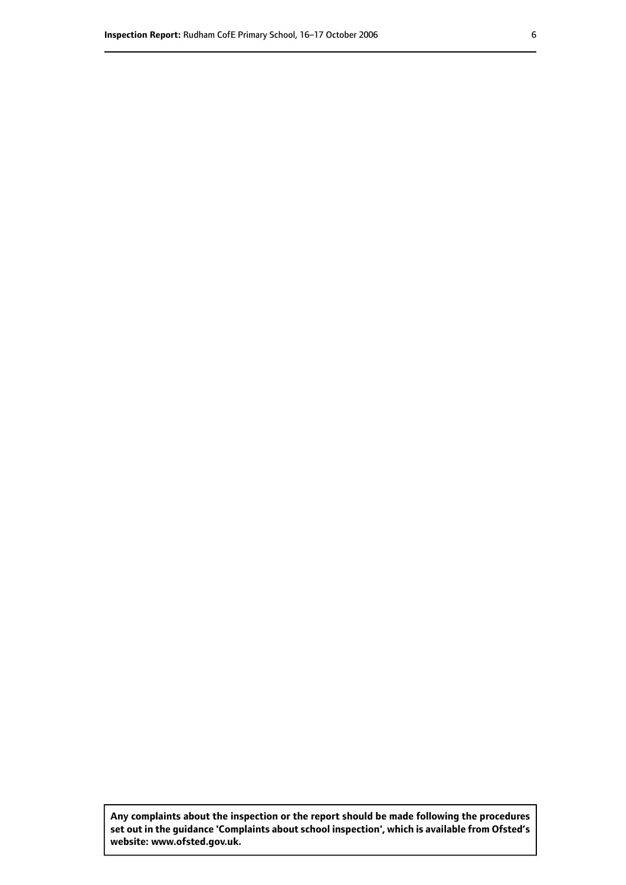**Any complaints about the inspection or the report should be made following the procedures set out in the guidance 'Complaints about school inspection', which is available from Ofsted's website: www.ofsted.gov.uk.**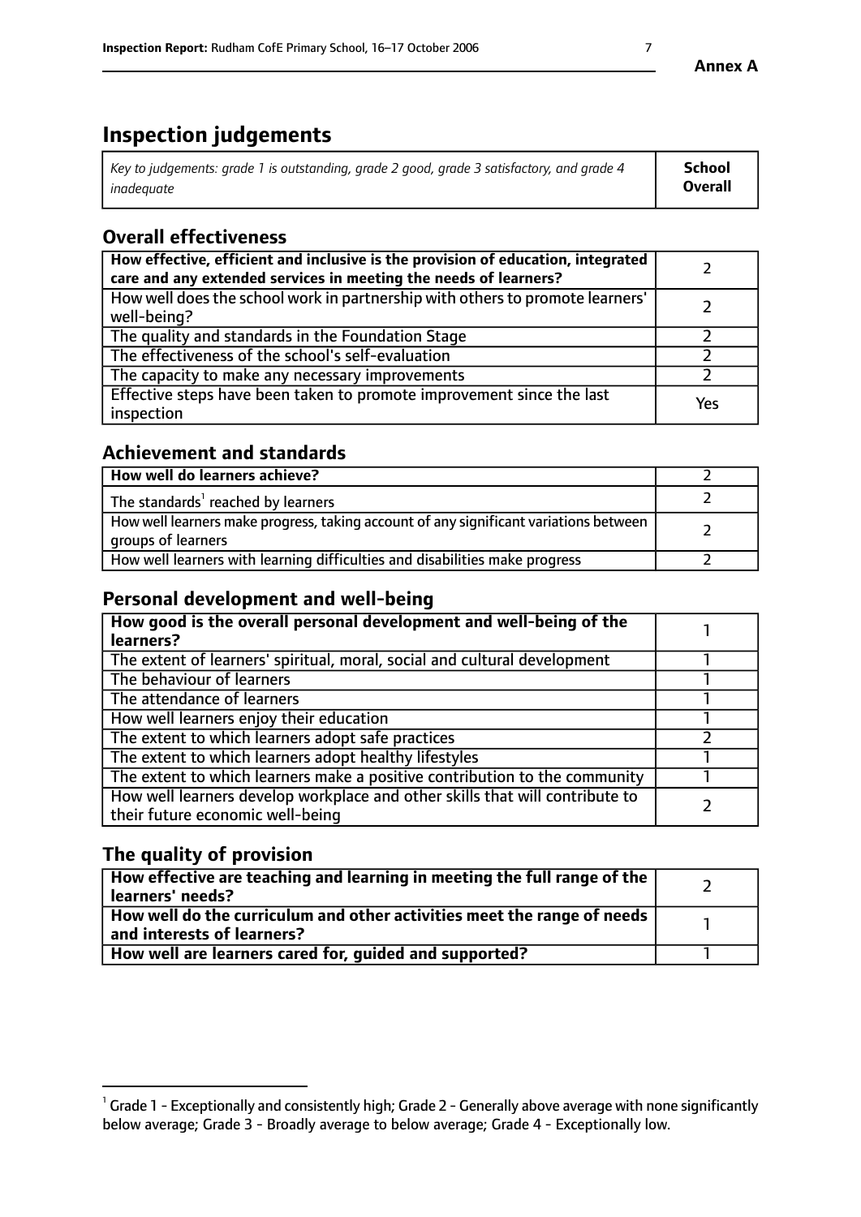**Annex A**

# Inspection judgements

| *Key to judgements: grade 1 is outstanding, grade 2 good, grade 3 satisfactory, and grade 4 inadequate* | **School Overall** |
|---|---|

## Overall effectiveness

| | |
|---|---|
| **How effective, efficient and inclusive is the provision of education, integrated care and any extended services in meeting the needs of learners?** | 2 |
| How well does the school work in partnership with others to promote learners' well-being? | 2 |
| The quality and standards in the Foundation Stage | 2 |
| The effectiveness of the school's self-evaluation | 2 |
| The capacity to make any necessary improvements | 2 |
| Effective steps have been taken to promote improvement since the last inspection | Yes |

## Achievement and standards

| | |
|---|---|
| **How well do learners achieve?** | 2 |
| The standards[1] reached by learners | 2 |
| How well learners make progress, taking account of any significant variations between groups of learners | 2 |
| How well learners with learning difficulties and disabilities make progress | 2 |

## Personal development and well-being

| | |
|---|---|
| **How good is the overall personal development and well-being of the learners?** | 1 |
| The extent of learners' spiritual, moral, social and cultural development | 1 |
| The behaviour of learners | 1 |
| The attendance of learners | 1 |
| How well learners enjoy their education | 1 |
| The extent to which learners adopt safe practices | 2 |
| The extent to which learners adopt healthy lifestyles | 1 |
| The extent to which learners make a positive contribution to the community | 1 |
| How well learners develop workplace and other skills that will contribute to their future economic well-being | 2 |

## The quality of provision

| | |
|---|---|
| **How effective are teaching and learning in meeting the full range of the learners' needs?** | 2 |
| **How well do the curriculum and other activities meet the range of needs and interests of learners?** | 1 |
| **How well are learners cared for, guided and supported?** | 1 |

[1] Grade 1 - Exceptionally and consistently high; Grade 2 - Generally above average with none significantly below average; Grade 3 - Broadly average to below average; Grade 4 - Exceptionally low.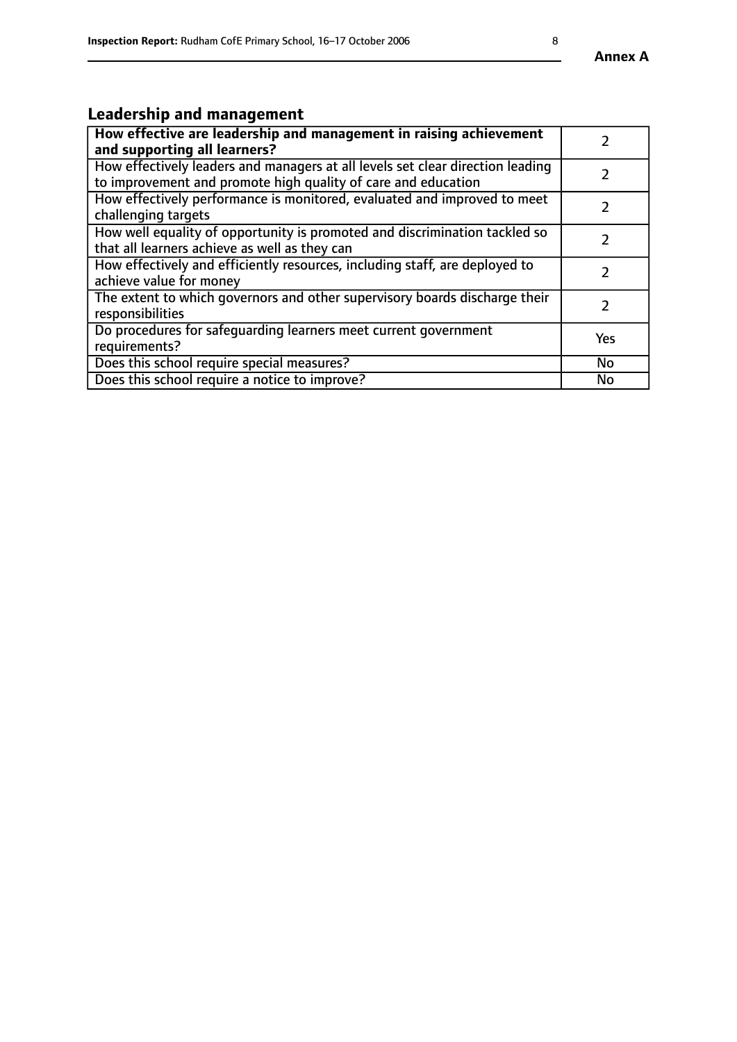## Leadership and management

| | |
|---|---|
| **How effective are leadership and management in raising achievement and supporting all learners?** | 2 |
| How effectively leaders and managers at all levels set clear direction leading to improvement and promote high quality of care and education | 2 |
| How effectively performance is monitored, evaluated and improved to meet challenging targets | 2 |
| How well equality of opportunity is promoted and discrimination tackled so that all learners achieve as well as they can | 2 |
| How effectively and efficiently resources, including staff, are deployed to achieve value for money | 2 |
| The extent to which governors and other supervisory boards discharge their responsibilities | 2 |
| Do procedures for safeguarding learners meet current government requirements? | Yes |
| Does this school require special measures? | No |
| Does this school require a notice to improve? | No |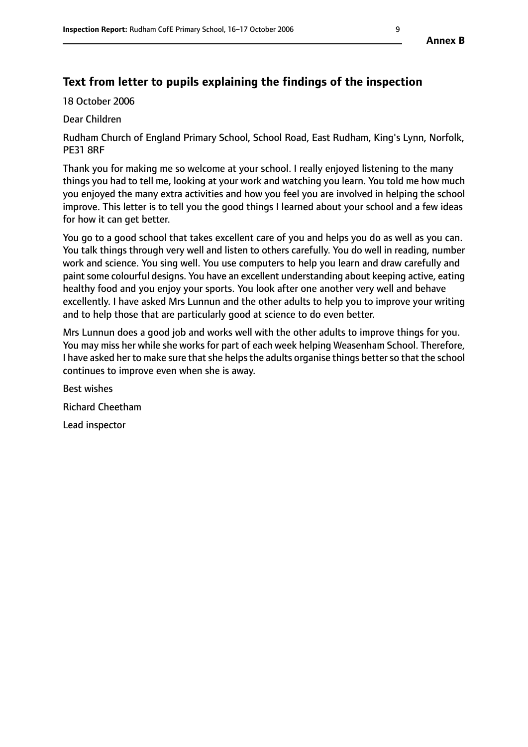## Text from letter to pupils explaining the findings of the inspection

18 October 2006

Dear Children

Rudham Church of England Primary School, School Road, East Rudham, King's Lynn, Norfolk, PE31 8RF

Thank you for making me so welcome at your school. I really enjoyed listening to the many things you had to tell me, looking at your work and watching you learn. You told me how much you enjoyed the many extra activities and how you feel you are involved in helping the school improve. This letter is to tell you the good things I learned about your school and a few ideas for how it can get better.

You go to a good school that takes excellent care of you and helps you do as well as you can. You talk things through very well and listen to others carefully. You do well in reading, number work and science. You sing well. You use computers to help you learn and draw carefully and paint some colourful designs. You have an excellent understanding about keeping active, eating healthy food and you enjoy your sports. You look after one another very well and behave excellently. I have asked Mrs Lunnun and the other adults to help you to improve your writing and to help those that are particularly good at science to do even better.

Mrs Lunnun does a good job and works well with the other adults to improve things for you. You may miss her while she works for part of each week helping Weasenham School. Therefore, I have asked her to make sure that she helps the adults organise things better so that the school continues to improve even when she is away.

Best wishes

Richard Cheetham

Lead inspector